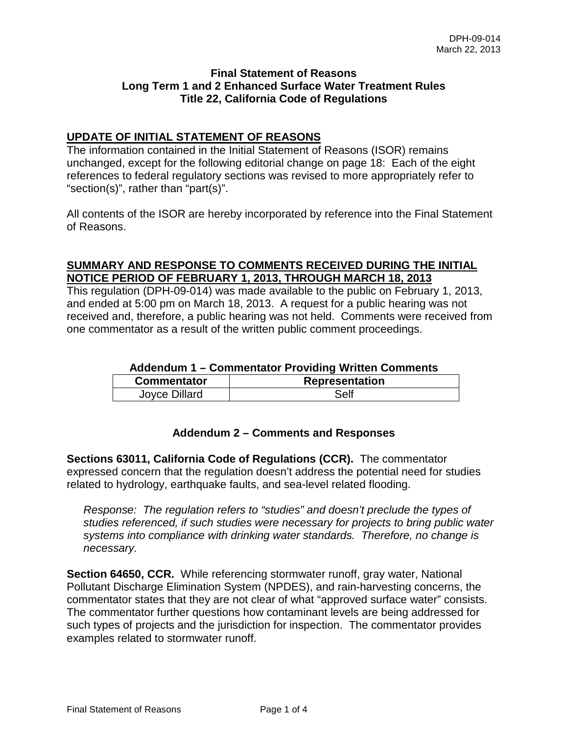DPH-09-014
March 22, 2013

# Final Statement of Reasons
# Long Term 1 and 2 Enhanced Surface Water Treatment Rules
# Title 22, California Code of Regulations

## UPDATE OF INITIAL STATEMENT OF REASONS

The information contained in the Initial Statement of Reasons (ISOR) remains unchanged, except for the following editorial change on page 18: Each of the eight references to federal regulatory sections was revised to more appropriately refer to "section(s)", rather than "part(s)".

All contents of the ISOR are hereby incorporated by reference into the Final Statement of Reasons.

## SUMMARY AND RESPONSE TO COMMENTS RECEIVED DURING THE INITIAL NOTICE PERIOD OF FEBRUARY 1, 2013, THROUGH MARCH 18, 2013

This regulation (DPH-09-014) was made available to the public on February 1, 2013, and ended at 5:00 pm on March 18, 2013. A request for a public hearing was not received and, therefore, a public hearing was not held. Comments were received from one commentator as a result of the written public comment proceedings.

**Addendum 1 – Commentator Providing Written Comments**

| Commentator | Representation |
|---|---|
| Joyce Dillard | Self |

### Addendum 2 – Comments and Responses

**Sections 63011, California Code of Regulations (CCR).** The commentator expressed concern that the regulation doesn't address the potential need for studies related to hydrology, earthquake faults, and sea-level related flooding.

*Response: The regulation refers to "studies" and doesn't preclude the types of studies referenced, if such studies were necessary for projects to bring public water systems into compliance with drinking water standards. Therefore, no change is necessary.*

**Section 64650, CCR.** While referencing stormwater runoff, gray water, National Pollutant Discharge Elimination System (NPDES), and rain-harvesting concerns, the commentator states that they are not clear of what "approved surface water" consists. The commentator further questions how contaminant levels are being addressed for such types of projects and the jurisdiction for inspection. The commentator provides examples related to stormwater runoff.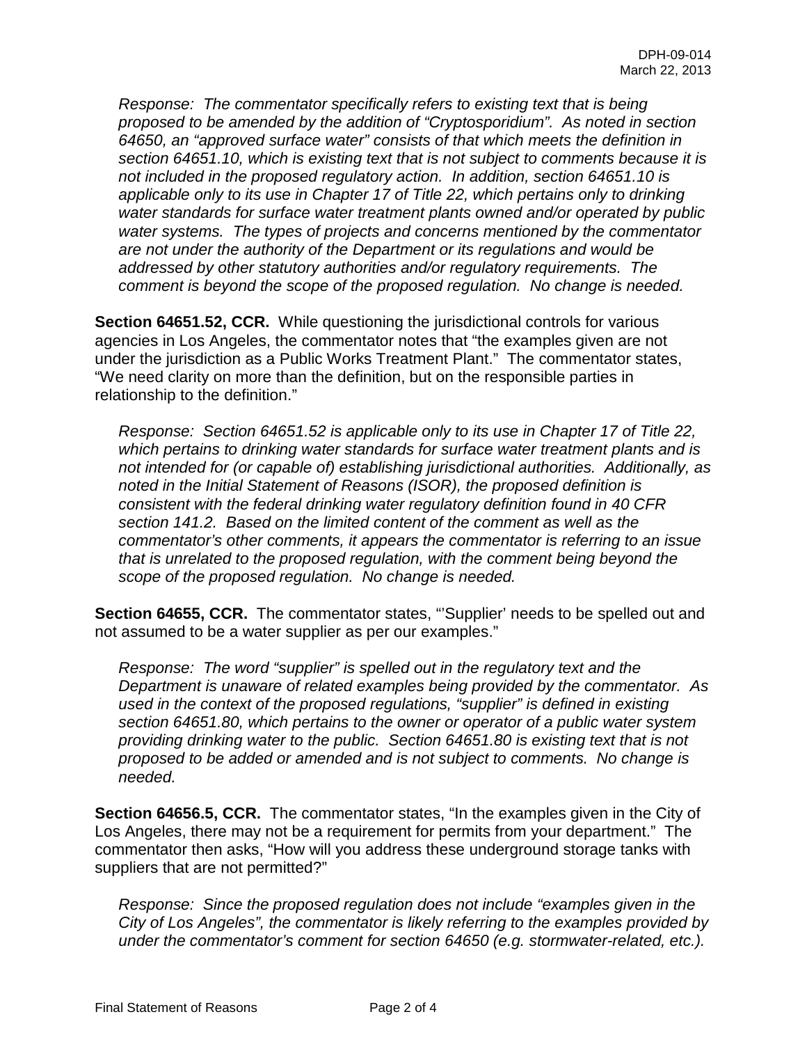*Response: The commentator specifically refers to existing text that is being proposed to be amended by the addition of "Cryptosporidium". As noted in section 64650, an "approved surface water" consists of that which meets the definition in section 64651.10, which is existing text that is not subject to comments because it is not included in the proposed regulatory action. In addition, section 64651.10 is applicable only to its use in Chapter 17 of Title 22, which pertains only to drinking water standards for surface water treatment plants owned and/or operated by public water systems. The types of projects and concerns mentioned by the commentator are not under the authority of the Department or its regulations and would be addressed by other statutory authorities and/or regulatory requirements. The comment is beyond the scope of the proposed regulation. No change is needed.*

**Section 64651.52, CCR.** While questioning the jurisdictional controls for various agencies in Los Angeles, the commentator notes that "the examples given are not under the jurisdiction as a Public Works Treatment Plant." The commentator states, "We need clarity on more than the definition, but on the responsible parties in relationship to the definition."

*Response: Section 64651.52 is applicable only to its use in Chapter 17 of Title 22, which pertains to drinking water standards for surface water treatment plants and is not intended for (or capable of) establishing jurisdictional authorities. Additionally, as noted in the Initial Statement of Reasons (ISOR), the proposed definition is consistent with the federal drinking water regulatory definition found in 40 CFR section 141.2. Based on the limited content of the comment as well as the commentator's other comments, it appears the commentator is referring to an issue that is unrelated to the proposed regulation, with the comment being beyond the scope of the proposed regulation. No change is needed.*

**Section 64655, CCR.** The commentator states, "'Supplier' needs to be spelled out and not assumed to be a water supplier as per our examples."

*Response: The word "supplier" is spelled out in the regulatory text and the Department is unaware of related examples being provided by the commentator. As used in the context of the proposed regulations, "supplier" is defined in existing section 64651.80, which pertains to the owner or operator of a public water system providing drinking water to the public. Section 64651.80 is existing text that is not proposed to be added or amended and is not subject to comments. No change is needed.*

**Section 64656.5, CCR.** The commentator states, "In the examples given in the City of Los Angeles, there may not be a requirement for permits from your department." The commentator then asks, "How will you address these underground storage tanks with suppliers that are not permitted?"

*Response: Since the proposed regulation does not include "examples given in the City of Los Angeles", the commentator is likely referring to the examples provided by under the commentator's comment for section 64650 (e.g. stormwater-related, etc.).*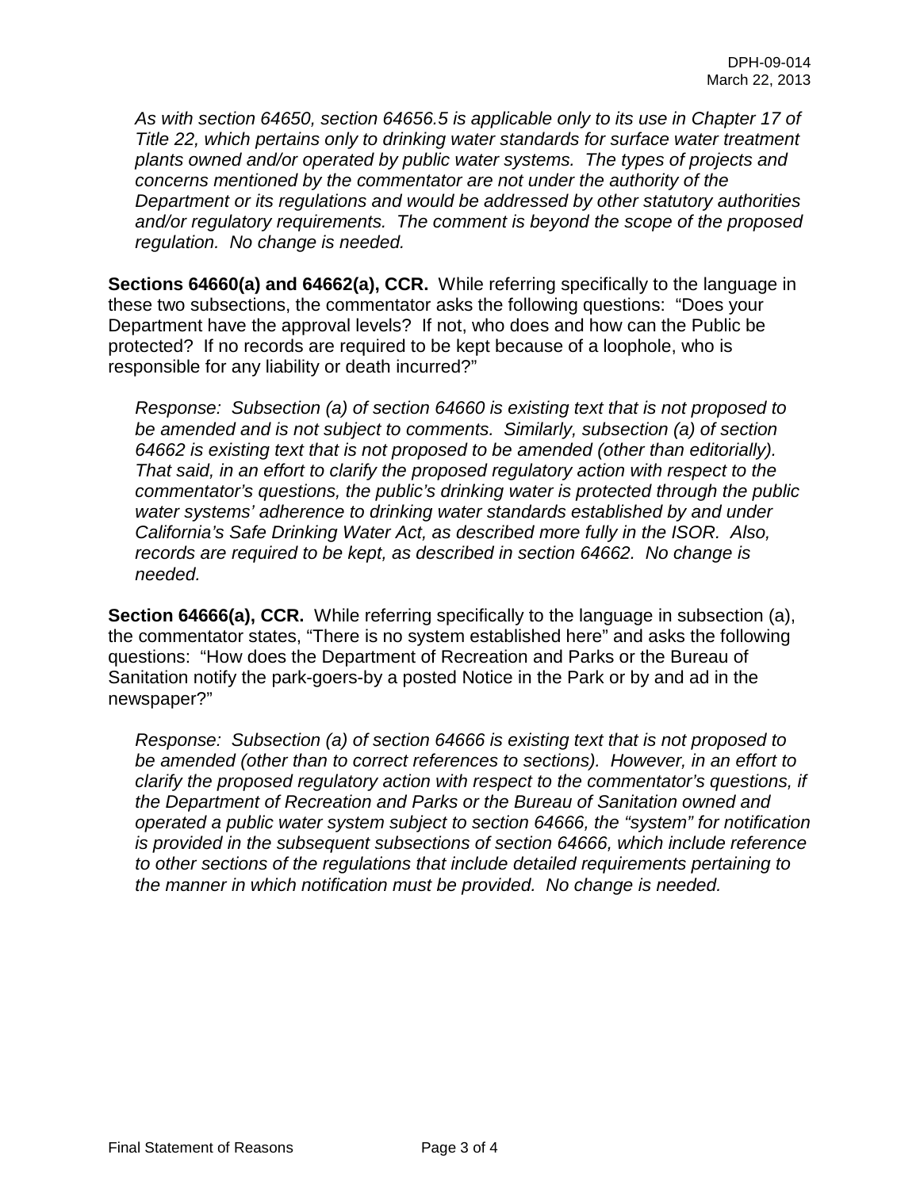*As with section 64650, section 64656.5 is applicable only to its use in Chapter 17 of Title 22, which pertains only to drinking water standards for surface water treatment plants owned and/or operated by public water systems. The types of projects and concerns mentioned by the commentator are not under the authority of the Department or its regulations and would be addressed by other statutory authorities and/or regulatory requirements. The comment is beyond the scope of the proposed regulation. No change is needed.*

**Sections 64660(a) and 64662(a), CCR.** While referring specifically to the language in these two subsections, the commentator asks the following questions: "Does your Department have the approval levels? If not, who does and how can the Public be protected? If no records are required to be kept because of a loophole, who is responsible for any liability or death incurred?"

*Response: Subsection (a) of section 64660 is existing text that is not proposed to be amended and is not subject to comments. Similarly, subsection (a) of section 64662 is existing text that is not proposed to be amended (other than editorially). That said, in an effort to clarify the proposed regulatory action with respect to the commentator's questions, the public's drinking water is protected through the public water systems' adherence to drinking water standards established by and under California's Safe Drinking Water Act, as described more fully in the ISOR. Also, records are required to be kept, as described in section 64662. No change is needed.*

**Section 64666(a), CCR.** While referring specifically to the language in subsection (a), the commentator states, "There is no system established here" and asks the following questions: "How does the Department of Recreation and Parks or the Bureau of Sanitation notify the park-goers-by a posted Notice in the Park or by and ad in the newspaper?"

*Response: Subsection (a) of section 64666 is existing text that is not proposed to be amended (other than to correct references to sections). However, in an effort to clarify the proposed regulatory action with respect to the commentator's questions, if the Department of Recreation and Parks or the Bureau of Sanitation owned and operated a public water system subject to section 64666, the "system" for notification is provided in the subsequent subsections of section 64666, which include reference to other sections of the regulations that include detailed requirements pertaining to the manner in which notification must be provided. No change is needed.*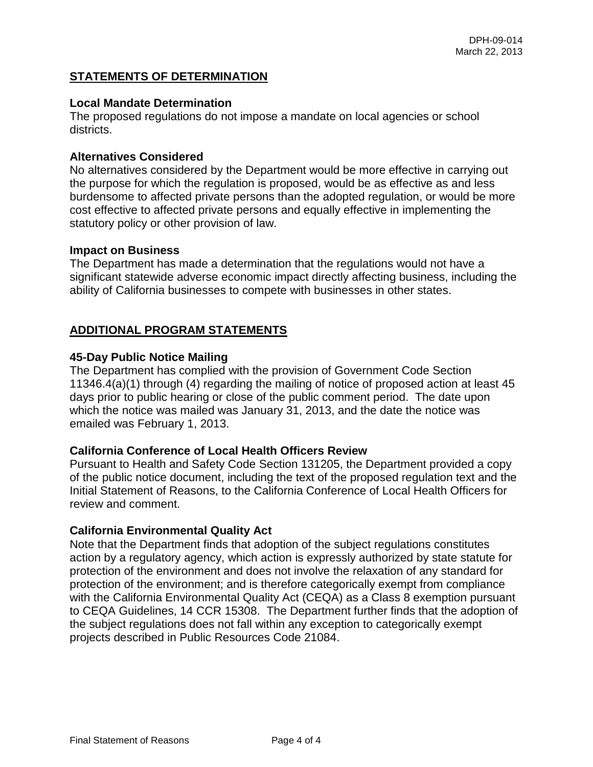## STATEMENTS OF DETERMINATION

### Local Mandate Determination

The proposed regulations do not impose a mandate on local agencies or school districts.

### Alternatives Considered

No alternatives considered by the Department would be more effective in carrying out the purpose for which the regulation is proposed, would be as effective as and less burdensome to affected private persons than the adopted regulation, or would be more cost effective to affected private persons and equally effective in implementing the statutory policy or other provision of law.

### Impact on Business

The Department has made a determination that the regulations would not have a significant statewide adverse economic impact directly affecting business, including the ability of California businesses to compete with businesses in other states.

## ADDITIONAL PROGRAM STATEMENTS

### 45-Day Public Notice Mailing

The Department has complied with the provision of Government Code Section 11346.4(a)(1) through (4) regarding the mailing of notice of proposed action at least 45 days prior to public hearing or close of the public comment period. The date upon which the notice was mailed was January 31, 2013, and the date the notice was emailed was February 1, 2013.

### California Conference of Local Health Officers Review

Pursuant to Health and Safety Code Section 131205, the Department provided a copy of the public notice document, including the text of the proposed regulation text and the Initial Statement of Reasons, to the California Conference of Local Health Officers for review and comment.

### California Environmental Quality Act

Note that the Department finds that adoption of the subject regulations constitutes action by a regulatory agency, which action is expressly authorized by state statute for protection of the environment and does not involve the relaxation of any standard for protection of the environment; and is therefore categorically exempt from compliance with the California Environmental Quality Act (CEQA) as a Class 8 exemption pursuant to CEQA Guidelines, 14 CCR 15308. The Department further finds that the adoption of the subject regulations does not fall within any exception to categorically exempt projects described in Public Resources Code 21084.